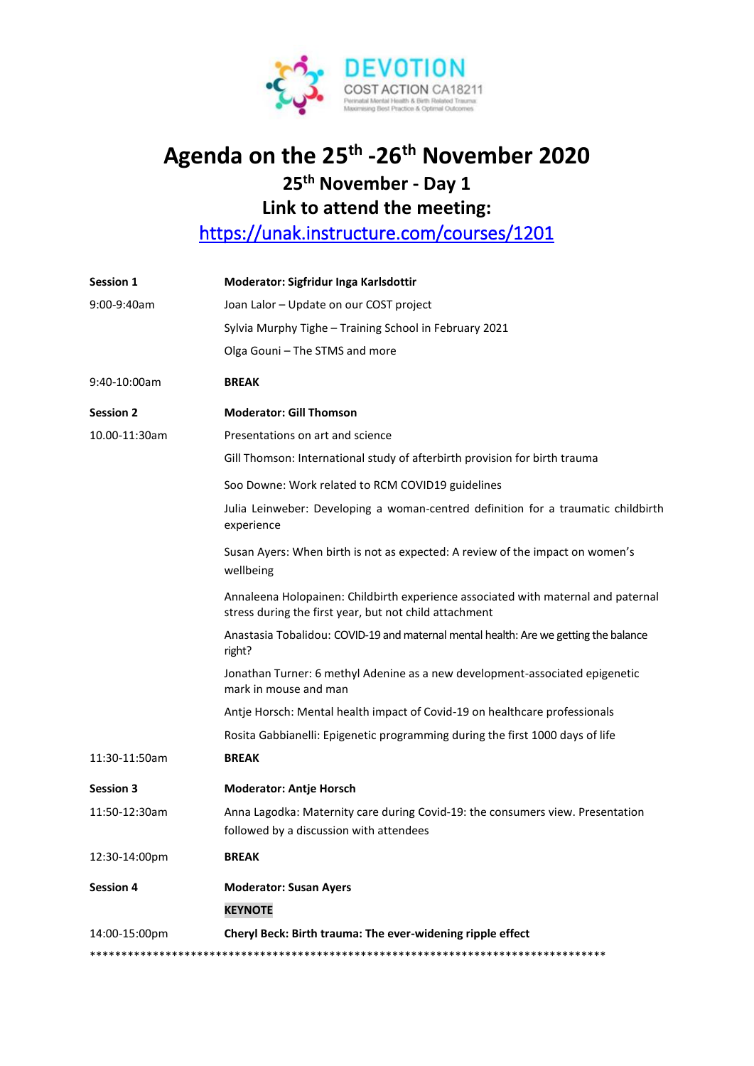DEVOTION
COST ACTION CA18211
Perinatal Mental Health & Birth Related Trauma: Maximising Best Practice & Optimal Outcomes

# Agenda on the 25th -26th November 2020

## 25th November - Day 1

## Link to attend the meeting:

https://unak.instructure.com/courses/1201

| **Session 1** | **Moderator: Sigfridur Inga Karlsdottir** |
|---|---|
| 9:00-9:40am | Joan Lalor – Update on our COST project |
| | Sylvia Murphy Tighe – Training School in February 2021 |
| | Olga Gouni – The STMS and more |
| 9:40-10:00am | **BREAK** |
| **Session 2** | **Moderator: Gill Thomson** |
| 10.00-11:30am | Presentations on art and science |
| | Gill Thomson: International study of afterbirth provision for birth trauma |
| | Soo Downe: Work related to RCM COVID19 guidelines |
| | Julia Leinweber: Developing a woman-centred definition for a traumatic childbirth experience |
| | Susan Ayers: When birth is not as expected: A review of the impact on women's wellbeing |
| | Annaleena Holopainen: Childbirth experience associated with maternal and paternal stress during the first year, but not child attachment |
| | Anastasia Tobalidou: COVID-19 and maternal mental health: Are we getting the balance right? |
| | Jonathan Turner: 6 methyl Adenine as a new development-associated epigenetic mark in mouse and man |
| | Antje Horsch: Mental health impact of Covid-19 on healthcare professionals |
| | Rosita Gabbianelli: Epigenetic programming during the first 1000 days of life |
| 11:30-11:50am | **BREAK** |
| **Session 3** | **Moderator: Antje Horsch** |
| 11:50-12:30am | Anna Lagodka: Maternity care during Covid-19: the consumers view. Presentation followed by a discussion with attendees |
| 12:30-14:00pm | **BREAK** |
| **Session 4** | **Moderator: Susan Ayers** |
| | **KEYNOTE** |
| 14:00-15:00pm | **Cheryl Beck: Birth trauma: The ever-widening ripple effect** |

*****************************************************************************************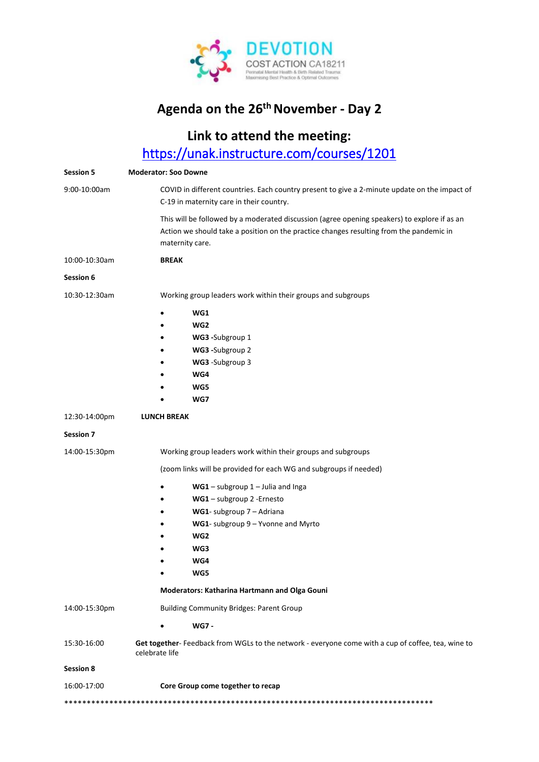DEVOTION
COST ACTION CA18211
Perinatal Mental Health & Birth Related Trauma: Maximising Best Practice & Optimal Outcomes

# Agenda on the 26th November - Day 2

## Link to attend the meeting: https://unak.instructure.com/courses/1201

**Session 5** **Moderator: Soo Downe**

9:00-10:00am

COVID in different countries. Each country present to give a 2-minute update on the impact of C-19 in maternity care in their country.

This will be followed by a moderated discussion (agree opening speakers) to explore if as an Action we should take a position on the practice changes resulting from the pandemic in maternity care.

10:00-10:30am **BREAK**

**Session 6**

10:30-12:30am

Working group leaders work within their groups and subgroups

- **WG1**
- **WG2**
- **WG3** -Subgroup 1
- **WG3** -Subgroup 2
- **WG3** -Subgroup 3
- **WG4**
- **WG5**
- **WG7**

12:30-14:00pm **LUNCH BREAK**

**Session 7**

14:00-15:30pm

Working group leaders work within their groups and subgroups

(zoom links will be provided for each WG and subgroups if needed)

- **WG1** – subgroup 1 – Julia and Inga
- **WG1** – subgroup 2 -Ernesto
- **WG1**- subgroup 7 – Adriana
- **WG1**- subgroup 9 – Yvonne and Myrto
- **WG2**
- **WG3**
- **WG4**
- **WG5**

**Moderators: Katharina Hartmann and Olga Gouni**

14:00-15:30pm

Building Community Bridges: Parent Group

- **WG7 -**

15:30-16:00 **Get together**- Feedback from WGLs to the network - everyone come with a cup of coffee, tea, wine to celebrate life

**Session 8**

16:00-17:00 **Core Group come together to recap**

**********************************************************************************